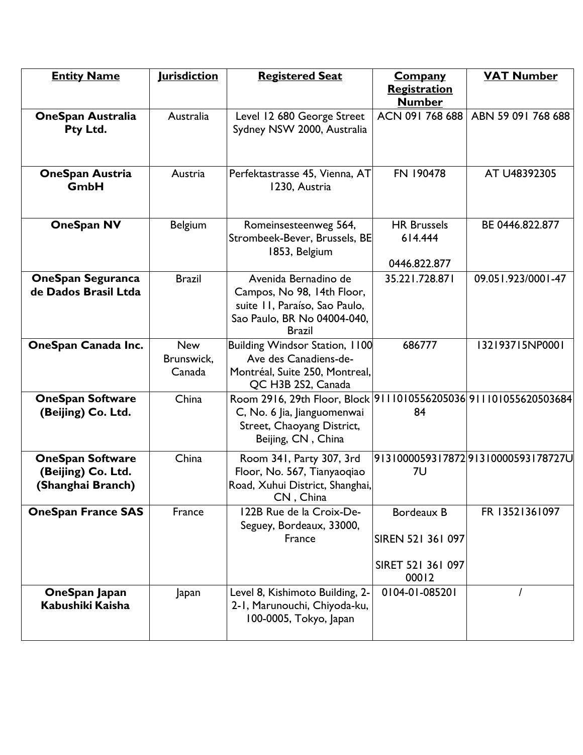| Entity Name | Jurisdiction | Registered Seat | Company Registration Number | VAT Number |
|---|---|---|---|---|
| **OneSpan Australia Pty Ltd.** | Australia | Level 12 680 George Street Sydney NSW 2000, Australia | ACN 091 768 688 | ABN 59 091 768 688 |
| **OneSpan Austria GmbH** | Austria | Perfektastrasse 45, Vienna, AT 1230, Austria | FN 190478 | AT U48392305 |
| **OneSpan NV** | Belgium | Romeinsesteenweg 564, Strombeek-Bever, Brussels, BE 1853, Belgium | HR Brussels 614.444<br><br>0446.822.877 | BE 0446.822.877 |
| **OneSpan Seguranca de Dados Brasil Ltda** | Brazil | Avenida Bernadino de Campos, No 98, 14th Floor, suite 11, Paraíso, Sao Paulo, Sao Paulo, BR No 04004-040, Brazil | 35.221.728.871 | 09.051.923/0001-47 |
| **OneSpan Canada Inc.** | New Brunswick, Canada | Building Windsor Station, 1100 Ave des Canadiens-de-Montréal, Suite 250, Montreal, QC H3B 2S2, Canada | 686777 | 132193715NP0001 |
| **OneSpan Software (Beijing) Co. Ltd.** | China | Room 2916, 29th Floor, Block C, No. 6 Jia, Jianguomenwai Street, Chaoyang District, Beijing, CN , China | 911101055620503684 | 911101055620503684 |
| **OneSpan Software (Beijing) Co. Ltd. (Shanghai Branch)** | China | Room 341, Party 307, 3rd Floor, No. 567, Tianyaoqiao Road, Xuhui District, Shanghai, CN , China | 91310000593178727U | 91310000593178727U |
| **OneSpan France SAS** | France | 122B Rue de la Croix-De-Seguey, Bordeaux, 33000, France | Bordeaux B<br><br>SIREN 521 361 097<br><br>SIRET 521 361 097 00012 | FR 13521361097 |
| **OneSpan Japan Kabushiki Kaisha** | Japan | Level 8, Kishimoto Building, 2-2-1, Marunouchi, Chiyoda-ku, 100-0005, Tokyo, Japan | 0104-01-085201 | / |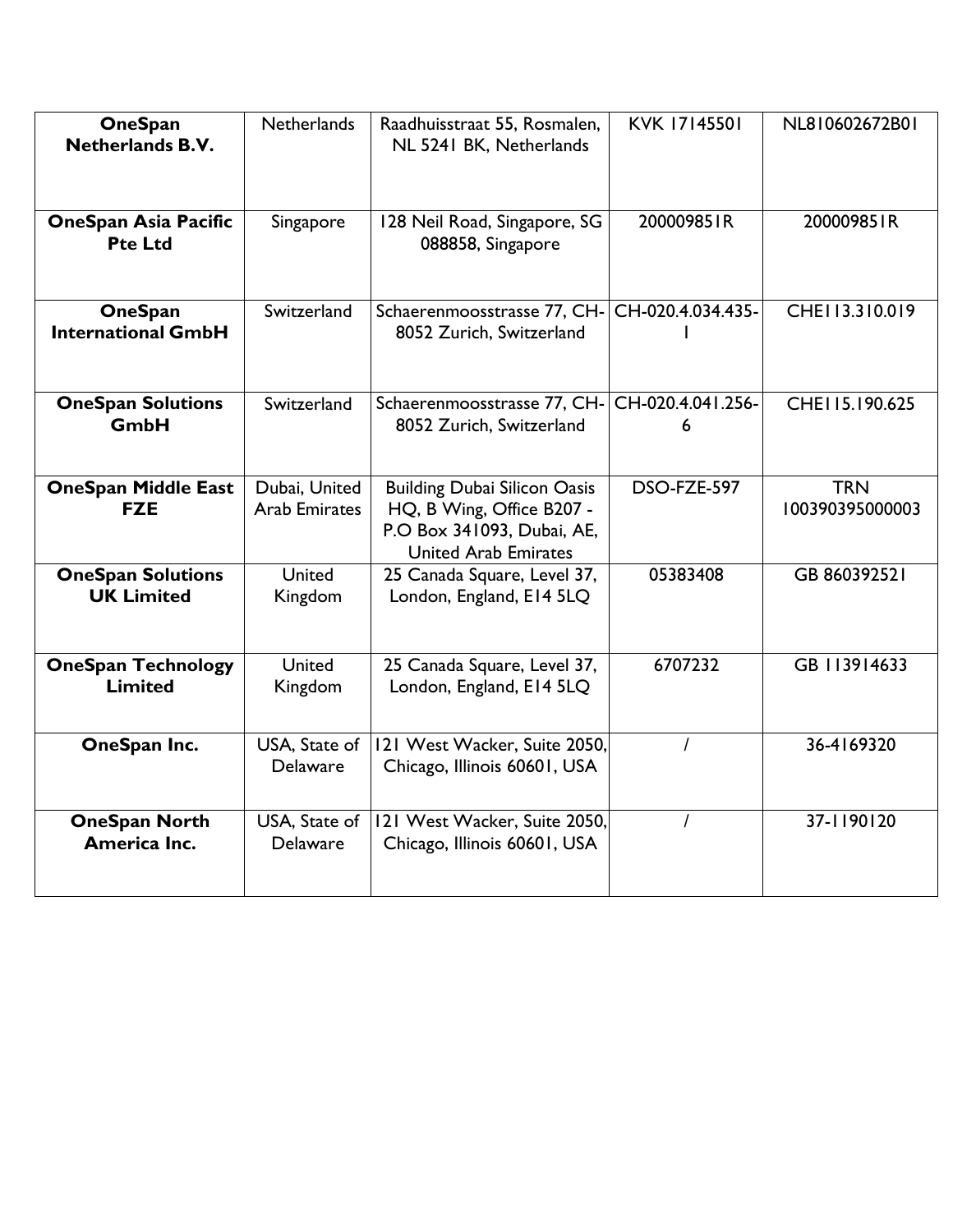| | | | | |
|---|---|---|---|---|
| **OneSpan Netherlands B.V.** | Netherlands | Raadhuisstraat 55, Rosmalen, NL 5241 BK, Netherlands | KVK 17145501 | NL810602672B01 |
| **OneSpan Asia Pacific Pte Ltd** | Singapore | 128 Neil Road, Singapore, SG 088858, Singapore | 200009851R | 200009851R |
| **OneSpan International GmbH** | Switzerland | Schaerenmoosstrasse 77, CH-8052 Zurich, Switzerland | CH-020.4.034.435-1 | CHE113.310.019 |
| **OneSpan Solutions GmbH** | Switzerland | Schaerenmoosstrasse 77, CH-8052 Zurich, Switzerland | CH-020.4.041.256-6 | CHE115.190.625 |
| **OneSpan Middle East FZE** | Dubai, United Arab Emirates | Building Dubai Silicon Oasis HQ, B Wing, Office B207 - P.O Box 341093, Dubai, AE, United Arab Emirates | DSO-FZE-597 | TRN 100390395000003 |
| **OneSpan Solutions UK Limited** | United Kingdom | 25 Canada Square, Level 37, London, England, E14 5LQ | 05383408 | GB 860392521 |
| **OneSpan Technology Limited** | United Kingdom | 25 Canada Square, Level 37, London, England, E14 5LQ | 6707232 | GB 113914633 |
| **OneSpan Inc.** | USA, State of Delaware | 121 West Wacker, Suite 2050, Chicago, Illinois 60601, USA | / | 36-4169320 |
| **OneSpan North America Inc.** | USA, State of Delaware | 121 West Wacker, Suite 2050, Chicago, Illinois 60601, USA | / | 37-1190120 |